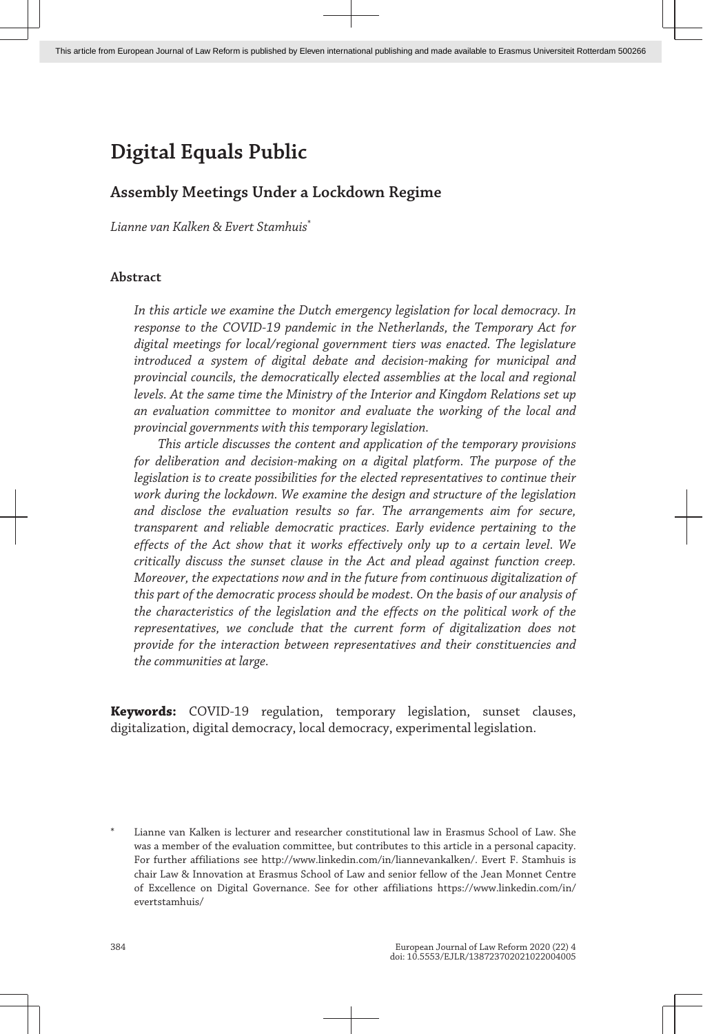# Digital Equals Public

## Assembly Meetings Under a Lockdown Regime

*Lianne van Kalken & Evert Stamhuis*[*]

### Abstract

*In this article we examine the Dutch emergency legislation for local democracy. In response to the COVID-19 pandemic in the Netherlands, the Temporary Act for digital meetings for local/regional government tiers was enacted. The legislature introduced a system of digital debate and decision-making for municipal and provincial councils, the democratically elected assemblies at the local and regional levels. At the same time the Ministry of the Interior and Kingdom Relations set up an evaluation committee to monitor and evaluate the working of the local and provincial governments with this temporary legislation.*

*This article discusses the content and application of the temporary provisions for deliberation and decision-making on a digital platform. The purpose of the legislation is to create possibilities for the elected representatives to continue their work during the lockdown. We examine the design and structure of the legislation and disclose the evaluation results so far. The arrangements aim for secure, transparent and reliable democratic practices. Early evidence pertaining to the effects of the Act show that it works effectively only up to a certain level. We critically discuss the sunset clause in the Act and plead against function creep. Moreover, the expectations now and in the future from continuous digitalization of this part of the democratic process should be modest. On the basis of our analysis of the characteristics of the legislation and the effects on the political work of the representatives, we conclude that the current form of digitalization does not provide for the interaction between representatives and their constituencies and the communities at large.*

**Keywords:** COVID-19 regulation, temporary legislation, sunset clauses, digitalization, digital democracy, local democracy, experimental legislation.

[*] Lianne van Kalken is lecturer and researcher constitutional law in Erasmus School of Law. She was a member of the evaluation committee, but contributes to this article in a personal capacity. For further affiliations see http://www.linkedin.com/in/liannevankalken/. Evert F. Stamhuis is chair Law & Innovation at Erasmus School of Law and senior fellow of the Jean Monnet Centre of Excellence on Digital Governance. See for other affiliations https://www.linkedin.com/in/evertstamhuis/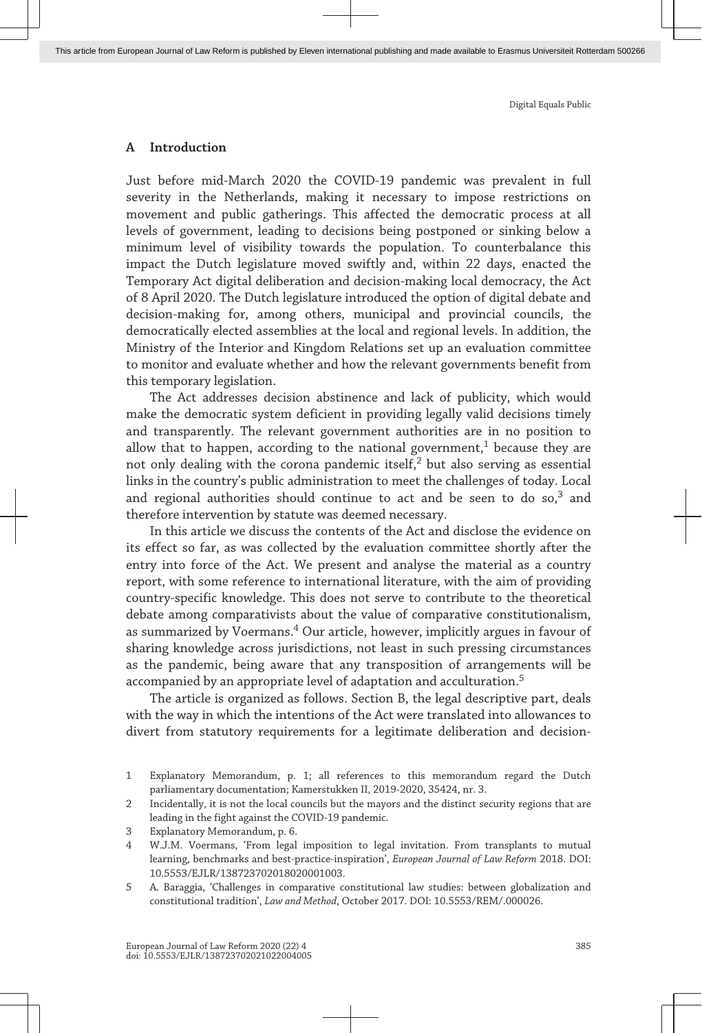## A Introduction

Just before mid-March 2020 the COVID-19 pandemic was prevalent in full severity in the Netherlands, making it necessary to impose restrictions on movement and public gatherings. This affected the democratic process at all levels of government, leading to decisions being postponed or sinking below a minimum level of visibility towards the population. To counterbalance this impact the Dutch legislature moved swiftly and, within 22 days, enacted the Temporary Act digital deliberation and decision-making local democracy, the Act of 8 April 2020. The Dutch legislature introduced the option of digital debate and decision-making for, among others, municipal and provincial councils, the democratically elected assemblies at the local and regional levels. In addition, the Ministry of the Interior and Kingdom Relations set up an evaluation committee to monitor and evaluate whether and how the relevant governments benefit from this temporary legislation.

The Act addresses decision abstinence and lack of publicity, which would make the democratic system deficient in providing legally valid decisions timely and transparently. The relevant government authorities are in no position to allow that to happen, according to the national government,[1] because they are not only dealing with the corona pandemic itself,[2] but also serving as essential links in the country's public administration to meet the challenges of today. Local and regional authorities should continue to act and be seen to do so,[3] and therefore intervention by statute was deemed necessary.

In this article we discuss the contents of the Act and disclose the evidence on its effect so far, as was collected by the evaluation committee shortly after the entry into force of the Act. We present and analyse the material as a country report, with some reference to international literature, with the aim of providing country-specific knowledge. This does not serve to contribute to the theoretical debate among comparativists about the value of comparative constitutionalism, as summarized by Voermans.[4] Our article, however, implicitly argues in favour of sharing knowledge across jurisdictions, not least in such pressing circumstances as the pandemic, being aware that any transposition of arrangements will be accompanied by an appropriate level of adaptation and acculturation.[5]

The article is organized as follows. Section B, the legal descriptive part, deals with the way in which the intentions of the Act were translated into allowances to divert from statutory requirements for a legitimate deliberation and decision-

---

1 Explanatory Memorandum, p. 1; all references to this memorandum regard the Dutch parliamentary documentation; Kamerstukken II, 2019-2020, 35424, nr. 3.

2 Incidentally, it is not the local councils but the mayors and the distinct security regions that are leading in the fight against the COVID-19 pandemic.

3 Explanatory Memorandum, p. 6.

4 W.J.M. Voermans, 'From legal imposition to legal invitation. From transplants to mutual learning, benchmarks and best-practice-inspiration', *European Journal of Law Reform* 2018. DOI: 10.5553/EJLR/138723702018020001003.

5 A. Baraggia, 'Challenges in comparative constitutional law studies: between globalization and constitutional tradition', *Law and Method*, October 2017. DOI: 10.5553/REM/.000026.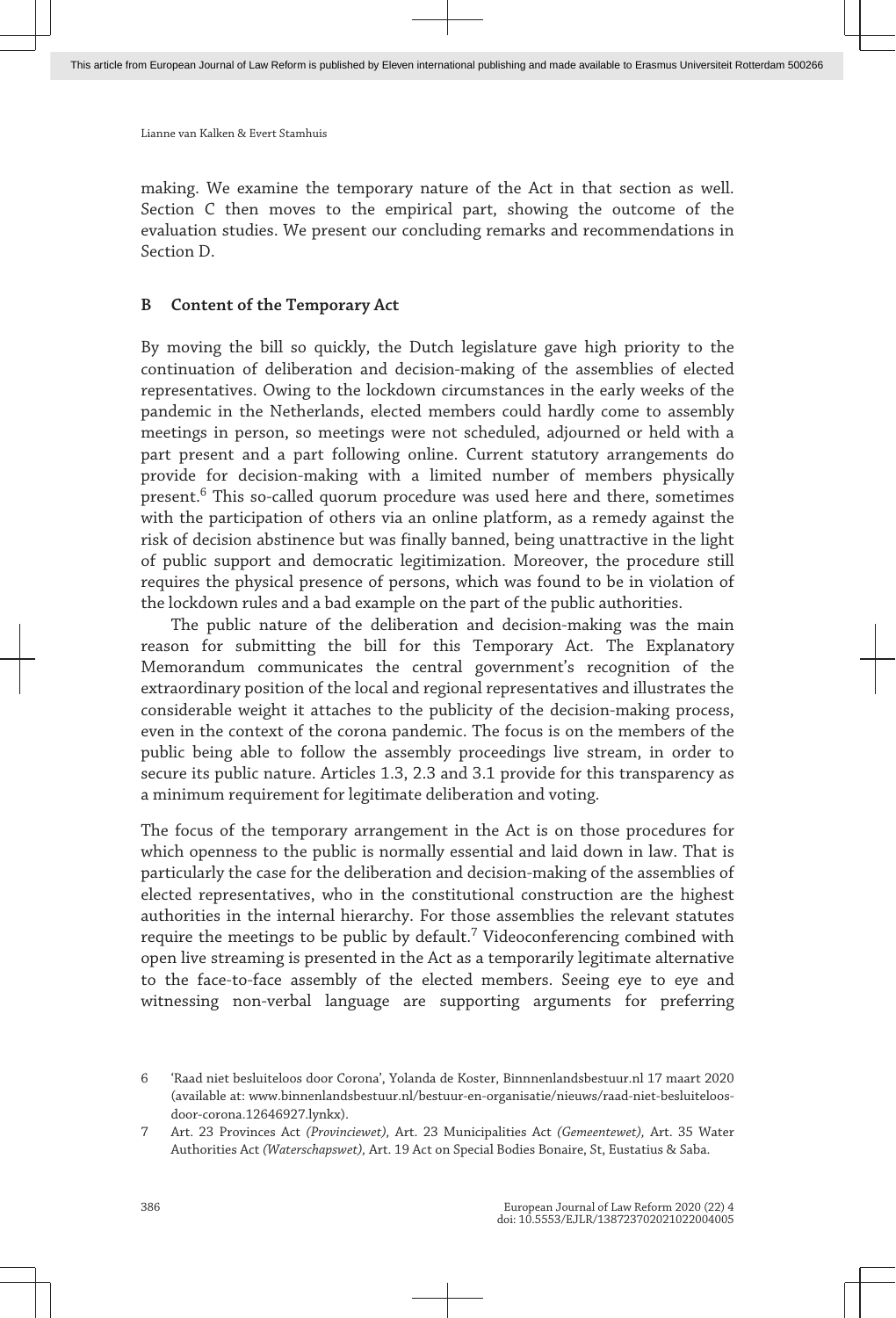making. We examine the temporary nature of the Act in that section as well. Section C then moves to the empirical part, showing the outcome of the evaluation studies. We present our concluding remarks and recommendations in Section D.

## B Content of the Temporary Act

By moving the bill so quickly, the Dutch legislature gave high priority to the continuation of deliberation and decision-making of the assemblies of elected representatives. Owing to the lockdown circumstances in the early weeks of the pandemic in the Netherlands, elected members could hardly come to assembly meetings in person, so meetings were not scheduled, adjourned or held with a part present and a part following online. Current statutory arrangements do provide for decision-making with a limited number of members physically present.[6] This so-called quorum procedure was used here and there, sometimes with the participation of others via an online platform, as a remedy against the risk of decision abstinence but was finally banned, being unattractive in the light of public support and democratic legitimization. Moreover, the procedure still requires the physical presence of persons, which was found to be in violation of the lockdown rules and a bad example on the part of the public authorities.

The public nature of the deliberation and decision-making was the main reason for submitting the bill for this Temporary Act. The Explanatory Memorandum communicates the central government's recognition of the extraordinary position of the local and regional representatives and illustrates the considerable weight it attaches to the publicity of the decision-making process, even in the context of the corona pandemic. The focus is on the members of the public being able to follow the assembly proceedings live stream, in order to secure its public nature. Articles 1.3, 2.3 and 3.1 provide for this transparency as a minimum requirement for legitimate deliberation and voting.

The focus of the temporary arrangement in the Act is on those procedures for which openness to the public is normally essential and laid down in law. That is particularly the case for the deliberation and decision-making of the assemblies of elected representatives, who in the constitutional construction are the highest authorities in the internal hierarchy. For those assemblies the relevant statutes require the meetings to be public by default.[7] Videoconferencing combined with open live streaming is presented in the Act as a temporarily legitimate alternative to the face-to-face assembly of the elected members. Seeing eye to eye and witnessing non-verbal language are supporting arguments for preferring

---

6 'Raad niet besluiteloos door Corona', Yolanda de Koster, Binnenlandsbestuur.nl 17 maart 2020 (available at: www.binnenlandsbestuur.nl/bestuur-en-organisatie/nieuws/raad-niet-besluiteloos-door-corona.12646927.lynkx).

7 Art. 23 Provinces Act *(Provinciewet)*, Art. 23 Municipalities Act *(Gemeentewet)*, Art. 35 Water Authorities Act *(Waterschapswet)*, Art. 19 Act on Special Bodies Bonaire, St, Eustatius & Saba.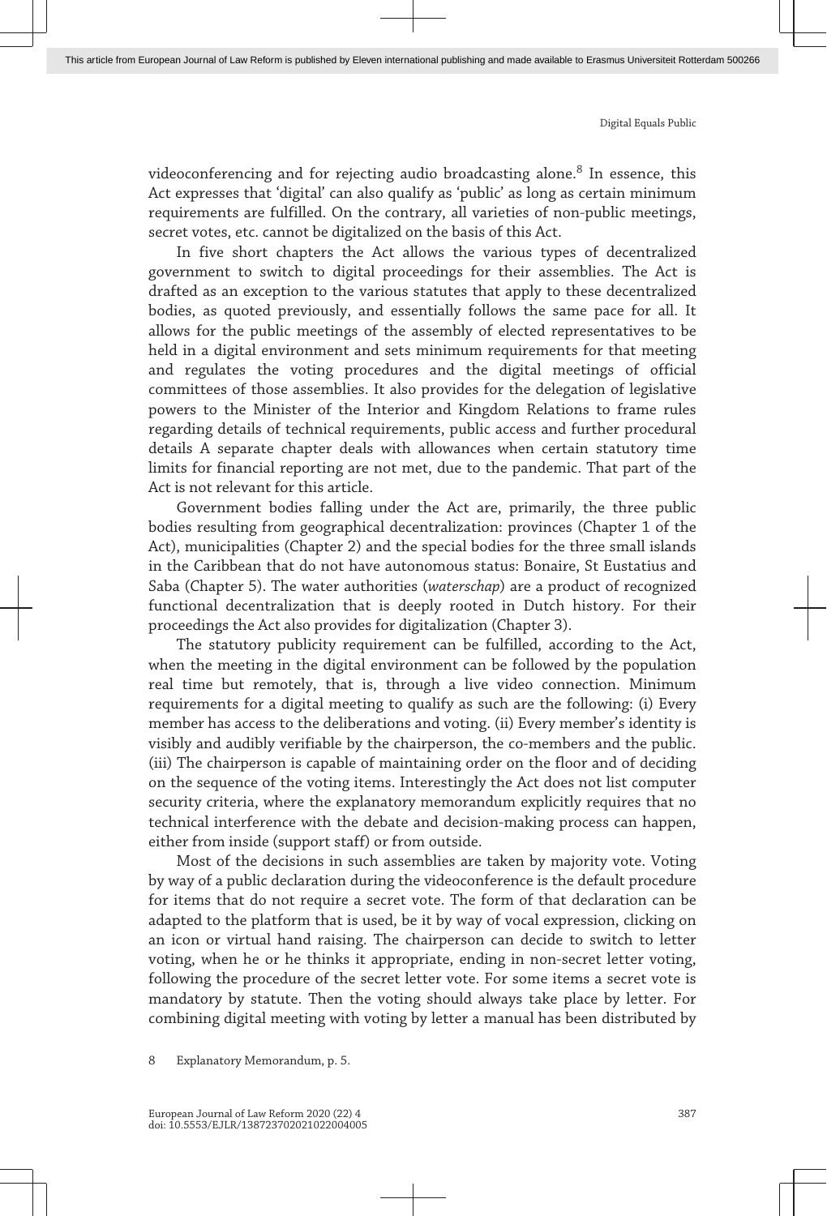videoconferencing and for rejecting audio broadcasting alone.[8] In essence, this Act expresses that 'digital' can also qualify as 'public' as long as certain minimum requirements are fulfilled. On the contrary, all varieties of non-public meetings, secret votes, etc. cannot be digitalized on the basis of this Act.

In five short chapters the Act allows the various types of decentralized government to switch to digital proceedings for their assemblies. The Act is drafted as an exception to the various statutes that apply to these decentralized bodies, as quoted previously, and essentially follows the same pace for all. It allows for the public meetings of the assembly of elected representatives to be held in a digital environment and sets minimum requirements for that meeting and regulates the voting procedures and the digital meetings of official committees of those assemblies. It also provides for the delegation of legislative powers to the Minister of the Interior and Kingdom Relations to frame rules regarding details of technical requirements, public access and further procedural details A separate chapter deals with allowances when certain statutory time limits for financial reporting are not met, due to the pandemic. That part of the Act is not relevant for this article.

Government bodies falling under the Act are, primarily, the three public bodies resulting from geographical decentralization: provinces (Chapter 1 of the Act), municipalities (Chapter 2) and the special bodies for the three small islands in the Caribbean that do not have autonomous status: Bonaire, St Eustatius and Saba (Chapter 5). The water authorities (*waterschap*) are a product of recognized functional decentralization that is deeply rooted in Dutch history. For their proceedings the Act also provides for digitalization (Chapter 3).

The statutory publicity requirement can be fulfilled, according to the Act, when the meeting in the digital environment can be followed by the population real time but remotely, that is, through a live video connection. Minimum requirements for a digital meeting to qualify as such are the following: (i) Every member has access to the deliberations and voting. (ii) Every member's identity is visibly and audibly verifiable by the chairperson, the co-members and the public. (iii) The chairperson is capable of maintaining order on the floor and of deciding on the sequence of the voting items. Interestingly the Act does not list computer security criteria, where the explanatory memorandum explicitly requires that no technical interference with the debate and decision-making process can happen, either from inside (support staff) or from outside.

Most of the decisions in such assemblies are taken by majority vote. Voting by way of a public declaration during the videoconference is the default procedure for items that do not require a secret vote. The form of that declaration can be adapted to the platform that is used, be it by way of vocal expression, clicking on an icon or virtual hand raising. The chairperson can decide to switch to letter voting, when he or he thinks it appropriate, ending in non-secret letter voting, following the procedure of the secret letter vote. For some items a secret vote is mandatory by statute. Then the voting should always take place by letter. For combining digital meeting with voting by letter a manual has been distributed by

8 Explanatory Memorandum, p. 5.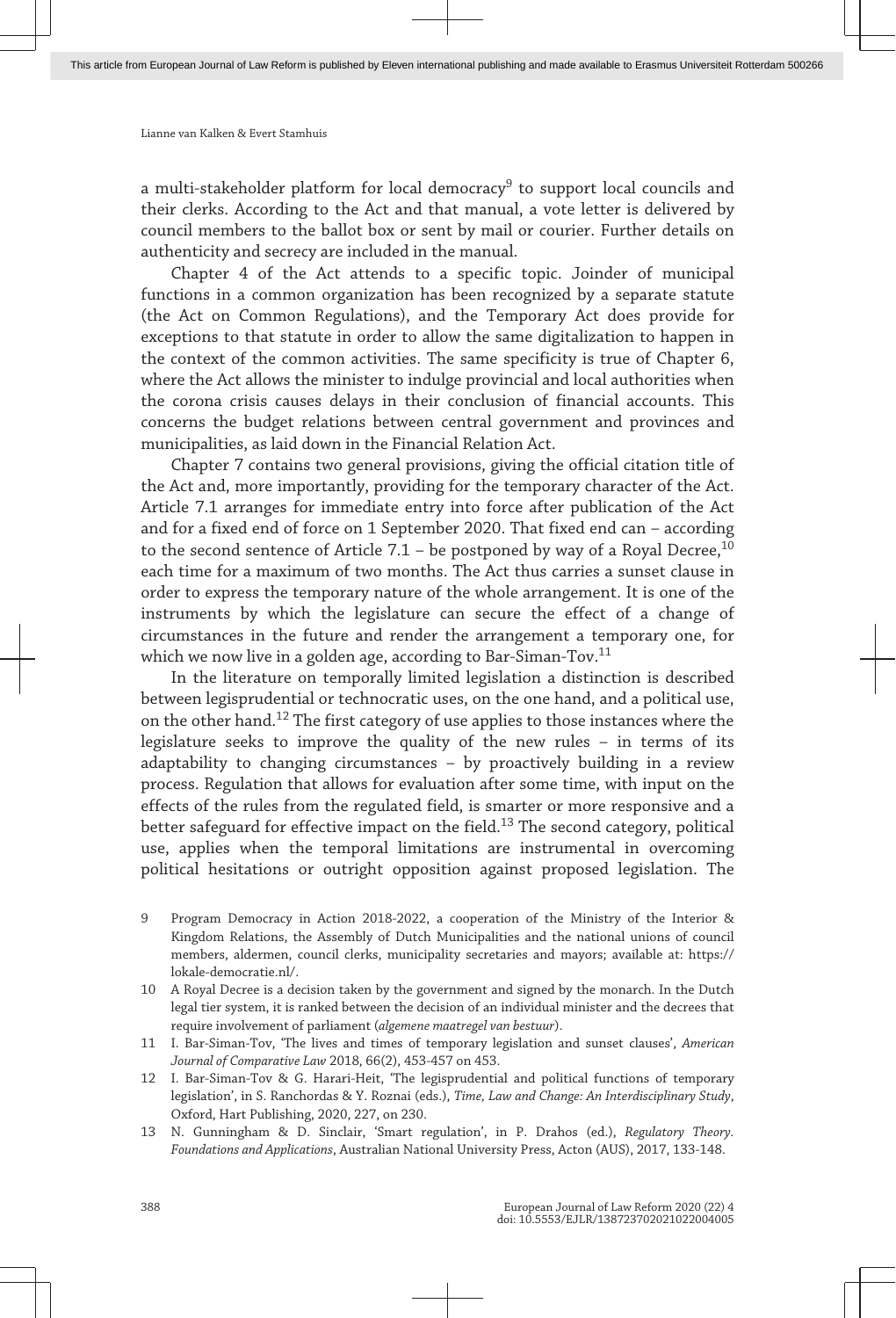a multi-stakeholder platform for local democracy[9] to support local councils and their clerks. According to the Act and that manual, a vote letter is delivered by council members to the ballot box or sent by mail or courier. Further details on authenticity and secrecy are included in the manual.

Chapter 4 of the Act attends to a specific topic. Joinder of municipal functions in a common organization has been recognized by a separate statute (the Act on Common Regulations), and the Temporary Act does provide for exceptions to that statute in order to allow the same digitalization to happen in the context of the common activities. The same specificity is true of Chapter 6, where the Act allows the minister to indulge provincial and local authorities when the corona crisis causes delays in their conclusion of financial accounts. This concerns the budget relations between central government and provinces and municipalities, as laid down in the Financial Relation Act.

Chapter 7 contains two general provisions, giving the official citation title of the Act and, more importantly, providing for the temporary character of the Act. Article 7.1 arranges for immediate entry into force after publication of the Act and for a fixed end of force on 1 September 2020. That fixed end can – according to the second sentence of Article 7.1 – be postponed by way of a Royal Decree,[10] each time for a maximum of two months. The Act thus carries a sunset clause in order to express the temporary nature of the whole arrangement. It is one of the instruments by which the legislature can secure the effect of a change of circumstances in the future and render the arrangement a temporary one, for which we now live in a golden age, according to Bar-Siman-Tov.[11]

In the literature on temporally limited legislation a distinction is described between legisprudential or technocratic uses, on the one hand, and a political use, on the other hand.[12] The first category of use applies to those instances where the legislature seeks to improve the quality of the new rules – in terms of its adaptability to changing circumstances – by proactively building in a review process. Regulation that allows for evaluation after some time, with input on the effects of the rules from the regulated field, is smarter or more responsive and a better safeguard for effective impact on the field.[13] The second category, political use, applies when the temporal limitations are instrumental in overcoming political hesitations or outright opposition against proposed legislation. The

9 Program Democracy in Action 2018-2022, a cooperation of the Ministry of the Interior & Kingdom Relations, the Assembly of Dutch Municipalities and the national unions of council members, aldermen, council clerks, municipality secretaries and mayors; available at: https://lokale-democratie.nl/.

10 A Royal Decree is a decision taken by the government and signed by the monarch. In the Dutch legal tier system, it is ranked between the decision of an individual minister and the decrees that require involvement of parliament (*algemene maatregel van bestuur*).

11 I. Bar-Siman-Tov, 'The lives and times of temporary legislation and sunset clauses', *American Journal of Comparative Law* 2018, 66(2), 453-457 on 453.

12 I. Bar-Siman-Tov & G. Harari-Heit, 'The legisprudential and political functions of temporary legislation', in S. Ranchordas & Y. Roznai (eds.), *Time, Law and Change: An Interdisciplinary Study*, Oxford, Hart Publishing, 2020, 227, on 230.

13 N. Gunningham & D. Sinclair, 'Smart regulation', in P. Drahos (ed.), *Regulatory Theory. Foundations and Applications*, Australian National University Press, Acton (AUS), 2017, 133-148.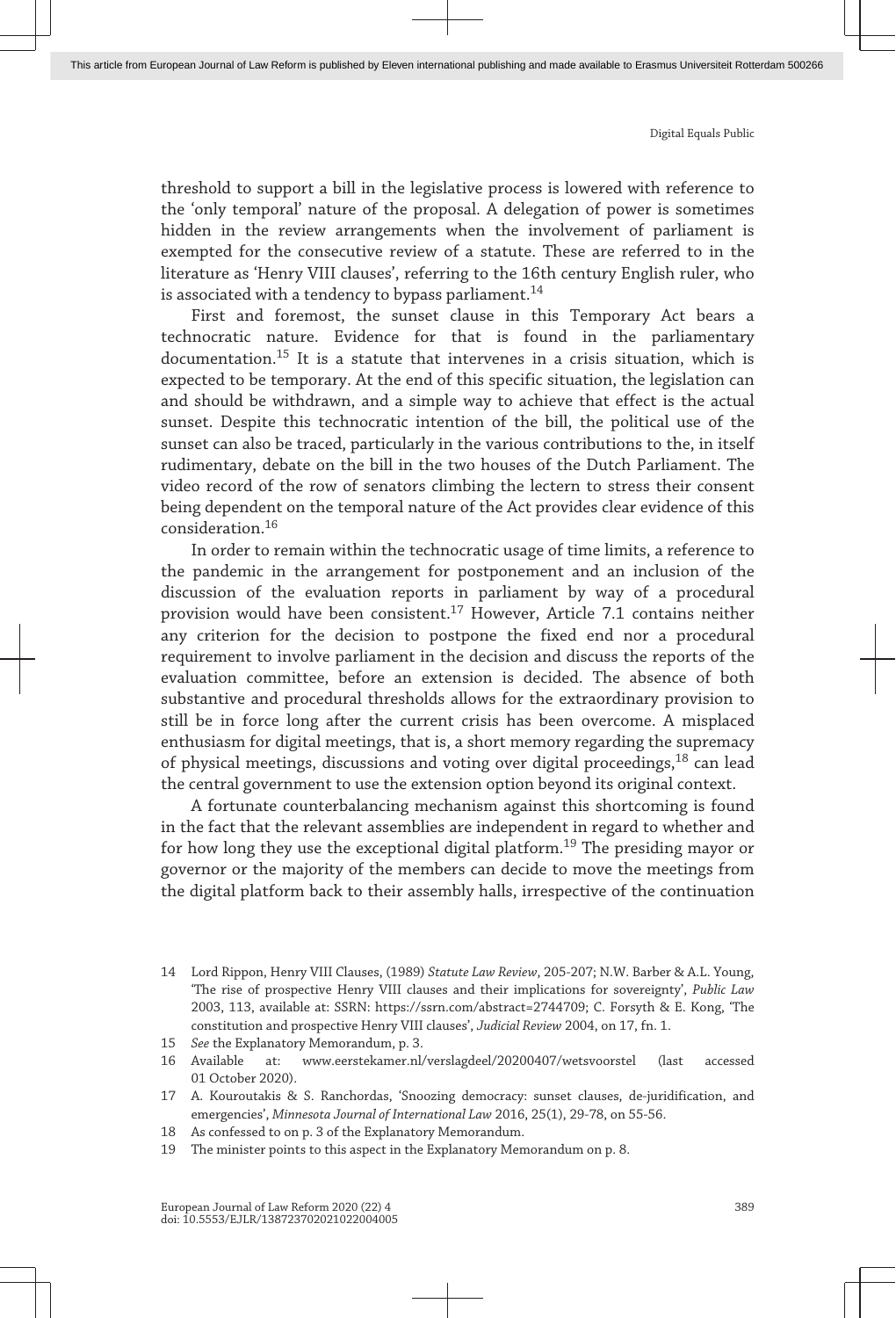threshold to support a bill in the legislative process is lowered with reference to the 'only temporal' nature of the proposal. A delegation of power is sometimes hidden in the review arrangements when the involvement of parliament is exempted for the consecutive review of a statute. These are referred to in the literature as 'Henry VIII clauses', referring to the 16th century English ruler, who is associated with a tendency to bypass parliament.[14]

First and foremost, the sunset clause in this Temporary Act bears a technocratic nature. Evidence for that is found in the parliamentary documentation.[15] It is a statute that intervenes in a crisis situation, which is expected to be temporary. At the end of this specific situation, the legislation can and should be withdrawn, and a simple way to achieve that effect is the actual sunset. Despite this technocratic intention of the bill, the political use of the sunset can also be traced, particularly in the various contributions to the, in itself rudimentary, debate on the bill in the two houses of the Dutch Parliament. The video record of the row of senators climbing the lectern to stress their consent being dependent on the temporal nature of the Act provides clear evidence of this consideration.[16]

In order to remain within the technocratic usage of time limits, a reference to the pandemic in the arrangement for postponement and an inclusion of the discussion of the evaluation reports in parliament by way of a procedural provision would have been consistent.[17] However, Article 7.1 contains neither any criterion for the decision to postpone the fixed end nor a procedural requirement to involve parliament in the decision and discuss the reports of the evaluation committee, before an extension is decided. The absence of both substantive and procedural thresholds allows for the extraordinary provision to still be in force long after the current crisis has been overcome. A misplaced enthusiasm for digital meetings, that is, a short memory regarding the supremacy of physical meetings, discussions and voting over digital proceedings,[18] can lead the central government to use the extension option beyond its original context.

A fortunate counterbalancing mechanism against this shortcoming is found in the fact that the relevant assemblies are independent in regard to whether and for how long they use the exceptional digital platform.[19] The presiding mayor or governor or the majority of the members can decide to move the meetings from the digital platform back to their assembly halls, irrespective of the continuation

---

14 Lord Rippon, Henry VIII Clauses, (1989) *Statute Law Review*, 205-207; N.W. Barber & A.L. Young, 'The rise of prospective Henry VIII clauses and their implications for sovereignty', *Public Law* 2003, 113, available at: SSRN: https://ssrn.com/abstract=2744709; C. Forsyth & E. Kong, 'The constitution and prospective Henry VIII clauses', *Judicial Review* 2004, on 17, fn. 1.

15 *See* the Explanatory Memorandum, p. 3.

16 Available at: www.eerstekamer.nl/verslagdeel/20200407/wetsvoorstel (last accessed 01 October 2020).

17 A. Kouroutakis & S. Ranchordas, 'Snoozing democracy: sunset clauses, de-juridification, and emergencies', *Minnesota Journal of International Law* 2016, 25(1), 29-78, on 55-56.

18 As confessed to on p. 3 of the Explanatory Memorandum.

19 The minister points to this aspect in the Explanatory Memorandum on p. 8.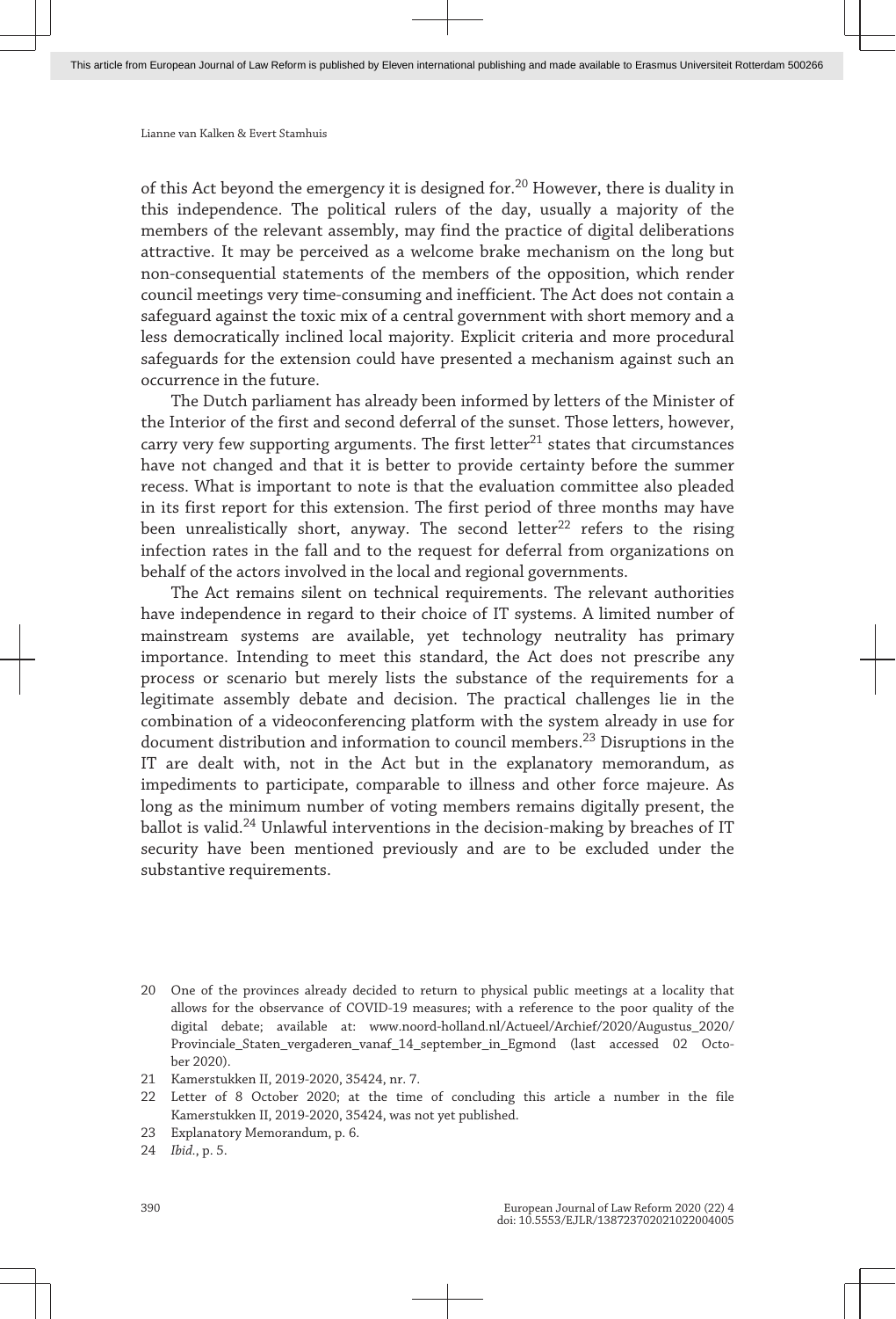of this Act beyond the emergency it is designed for.[20] However, there is duality in this independence. The political rulers of the day, usually a majority of the members of the relevant assembly, may find the practice of digital deliberations attractive. It may be perceived as a welcome brake mechanism on the long but non-consequential statements of the members of the opposition, which render council meetings very time-consuming and inefficient. The Act does not contain a safeguard against the toxic mix of a central government with short memory and a less democratically inclined local majority. Explicit criteria and more procedural safeguards for the extension could have presented a mechanism against such an occurrence in the future.

The Dutch parliament has already been informed by letters of the Minister of the Interior of the first and second deferral of the sunset. Those letters, however, carry very few supporting arguments. The first letter[21] states that circumstances have not changed and that it is better to provide certainty before the summer recess. What is important to note is that the evaluation committee also pleaded in its first report for this extension. The first period of three months may have been unrealistically short, anyway. The second letter[22] refers to the rising infection rates in the fall and to the request for deferral from organizations on behalf of the actors involved in the local and regional governments.

The Act remains silent on technical requirements. The relevant authorities have independence in regard to their choice of IT systems. A limited number of mainstream systems are available, yet technology neutrality has primary importance. Intending to meet this standard, the Act does not prescribe any process or scenario but merely lists the substance of the requirements for a legitimate assembly debate and decision. The practical challenges lie in the combination of a videoconferencing platform with the system already in use for document distribution and information to council members.[23] Disruptions in the IT are dealt with, not in the Act but in the explanatory memorandum, as impediments to participate, comparable to illness and other force majeure. As long as the minimum number of voting members remains digitally present, the ballot is valid.[24] Unlawful interventions in the decision-making by breaches of IT security have been mentioned previously and are to be excluded under the substantive requirements.

20 One of the provinces already decided to return to physical public meetings at a locality that allows for the observance of COVID-19 measures; with a reference to the poor quality of the digital debate; available at: www.noord-holland.nl/Actueel/Archief/2020/Augustus_2020/Provinciale_Staten_vergaderen_vanaf_14_september_in_Egmond (last accessed 02 October 2020).

21 Kamerstukken II, 2019-2020, 35424, nr. 7.

22 Letter of 8 October 2020; at the time of concluding this article a number in the file Kamerstukken II, 2019-2020, 35424, was not yet published.

23 Explanatory Memorandum, p. 6.

24 *Ibid.*, p. 5.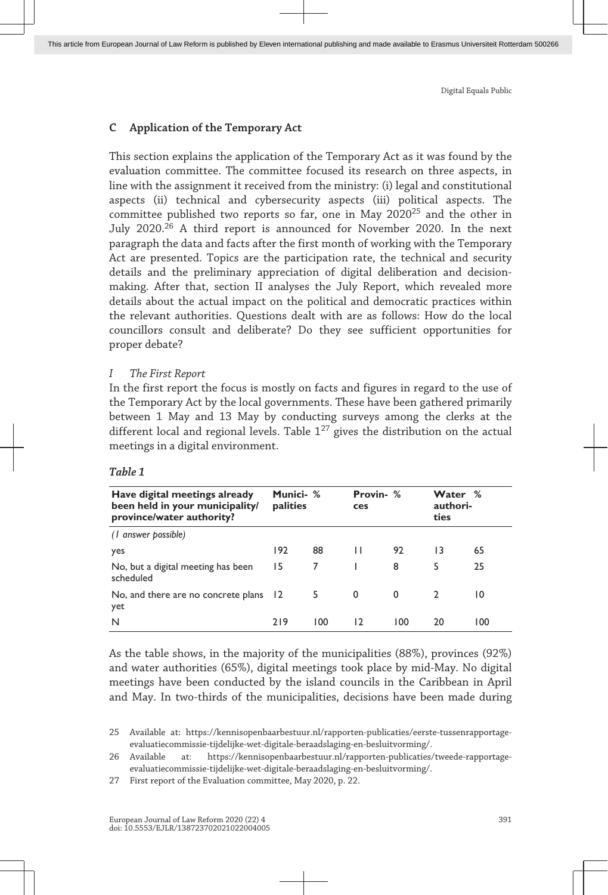## C Application of the Temporary Act

This section explains the application of the Temporary Act as it was found by the evaluation committee. The committee focused its research on three aspects, in line with the assignment it received from the ministry: (i) legal and constitutional aspects (ii) technical and cybersecurity aspects (iii) political aspects. The committee published two reports so far, one in May 2020[25] and the other in July 2020.[26] A third report is announced for November 2020. In the next paragraph the data and facts after the first month of working with the Temporary Act are presented. Topics are the participation rate, the technical and security details and the preliminary appreciation of digital deliberation and decision-making. After that, section II analyses the July Report, which revealed more details about the actual impact on the political and democratic practices within the relevant authorities. Questions dealt with are as follows: How do the local councillors consult and deliberate? Do they see sufficient opportunities for proper debate?

### *I The First Report*

In the first report the focus is mostly on facts and figures in regard to the use of the Temporary Act by the local governments. These have been gathered primarily between 1 May and 13 May by conducting surveys among the clerks at the different local and regional levels. Table 1[27] gives the distribution on the actual meetings in a digital environment.

***Table 1***

| Have digital meetings already been held in your municipality/ province/water authority? | Municipalities | % | Provinces | % | Water authorities | % |
|---|---|---|---|---|---|---|
| *(1 answer possible)* | | | | | | |
| yes | 192 | 88 | 11 | 92 | 13 | 65 |
| No, but a digital meeting has been scheduled | 15 | 7 | 1 | 8 | 5 | 25 |
| No, and there are no concrete plans yet | 12 | 5 | 0 | 0 | 2 | 10 |
| N | 219 | 100 | 12 | 100 | 20 | 100 |

As the table shows, in the majority of the municipalities (88%), provinces (92%) and water authorities (65%), digital meetings took place by mid-May. No digital meetings have been conducted by the island councils in the Caribbean in April and May. In two-thirds of the municipalities, decisions have been made during

25 Available at: https://kennisopenbaarbestuur.nl/rapporten-publicaties/eerste-tussenrapportage-evaluatiecommissie-tijdelijke-wet-digitale-beraadslaging-en-besluitvorming/.

26 Available at: https://kennisopenbaarbestuur.nl/rapporten-publicaties/tweede-rapportage-evaluatiecommissie-tijdelijke-wet-digitale-beraadslaging-en-besluitvorming/.

27 First report of the Evaluation committee, May 2020, p. 22.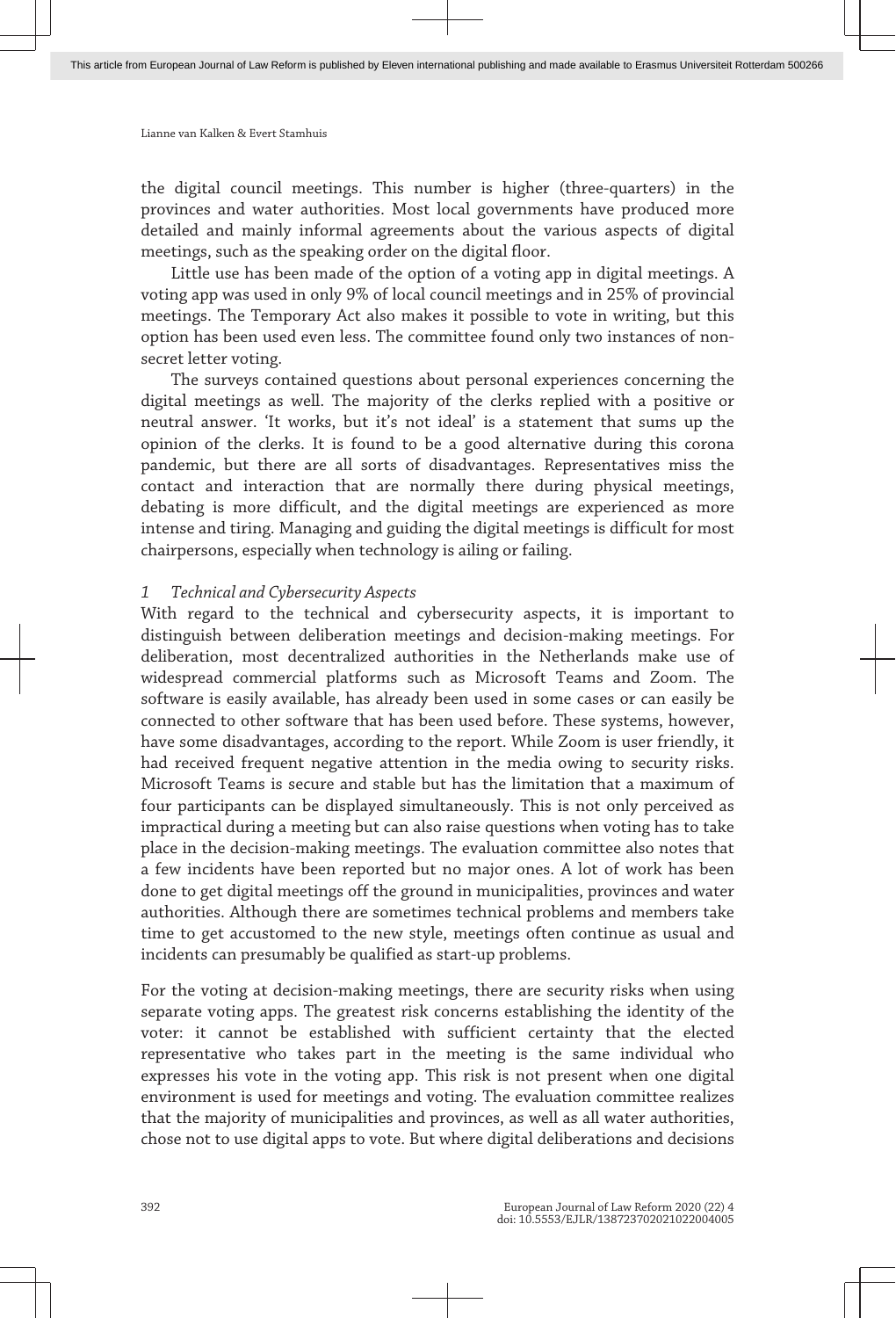the digital council meetings. This number is higher (three-quarters) in the provinces and water authorities. Most local governments have produced more detailed and mainly informal agreements about the various aspects of digital meetings, such as the speaking order on the digital floor.

Little use has been made of the option of a voting app in digital meetings. A voting app was used in only 9% of local council meetings and in 25% of provincial meetings. The Temporary Act also makes it possible to vote in writing, but this option has been used even less. The committee found only two instances of non-secret letter voting.

The surveys contained questions about personal experiences concerning the digital meetings as well. The majority of the clerks replied with a positive or neutral answer. 'It works, but it's not ideal' is a statement that sums up the opinion of the clerks. It is found to be a good alternative during this corona pandemic, but there are all sorts of disadvantages. Representatives miss the contact and interaction that are normally there during physical meetings, debating is more difficult, and the digital meetings are experienced as more intense and tiring. Managing and guiding the digital meetings is difficult for most chairpersons, especially when technology is ailing or failing.

### *1 Technical and Cybersecurity Aspects*

With regard to the technical and cybersecurity aspects, it is important to distinguish between deliberation meetings and decision-making meetings. For deliberation, most decentralized authorities in the Netherlands make use of widespread commercial platforms such as Microsoft Teams and Zoom. The software is easily available, has already been used in some cases or can easily be connected to other software that has been used before. These systems, however, have some disadvantages, according to the report. While Zoom is user friendly, it had received frequent negative attention in the media owing to security risks. Microsoft Teams is secure and stable but has the limitation that a maximum of four participants can be displayed simultaneously. This is not only perceived as impractical during a meeting but can also raise questions when voting has to take place in the decision-making meetings. The evaluation committee also notes that a few incidents have been reported but no major ones. A lot of work has been done to get digital meetings off the ground in municipalities, provinces and water authorities. Although there are sometimes technical problems and members take time to get accustomed to the new style, meetings often continue as usual and incidents can presumably be qualified as start-up problems.

For the voting at decision-making meetings, there are security risks when using separate voting apps. The greatest risk concerns establishing the identity of the voter: it cannot be established with sufficient certainty that the elected representative who takes part in the meeting is the same individual who expresses his vote in the voting app. This risk is not present when one digital environment is used for meetings and voting. The evaluation committee realizes that the majority of municipalities and provinces, as well as all water authorities, chose not to use digital apps to vote. But where digital deliberations and decisions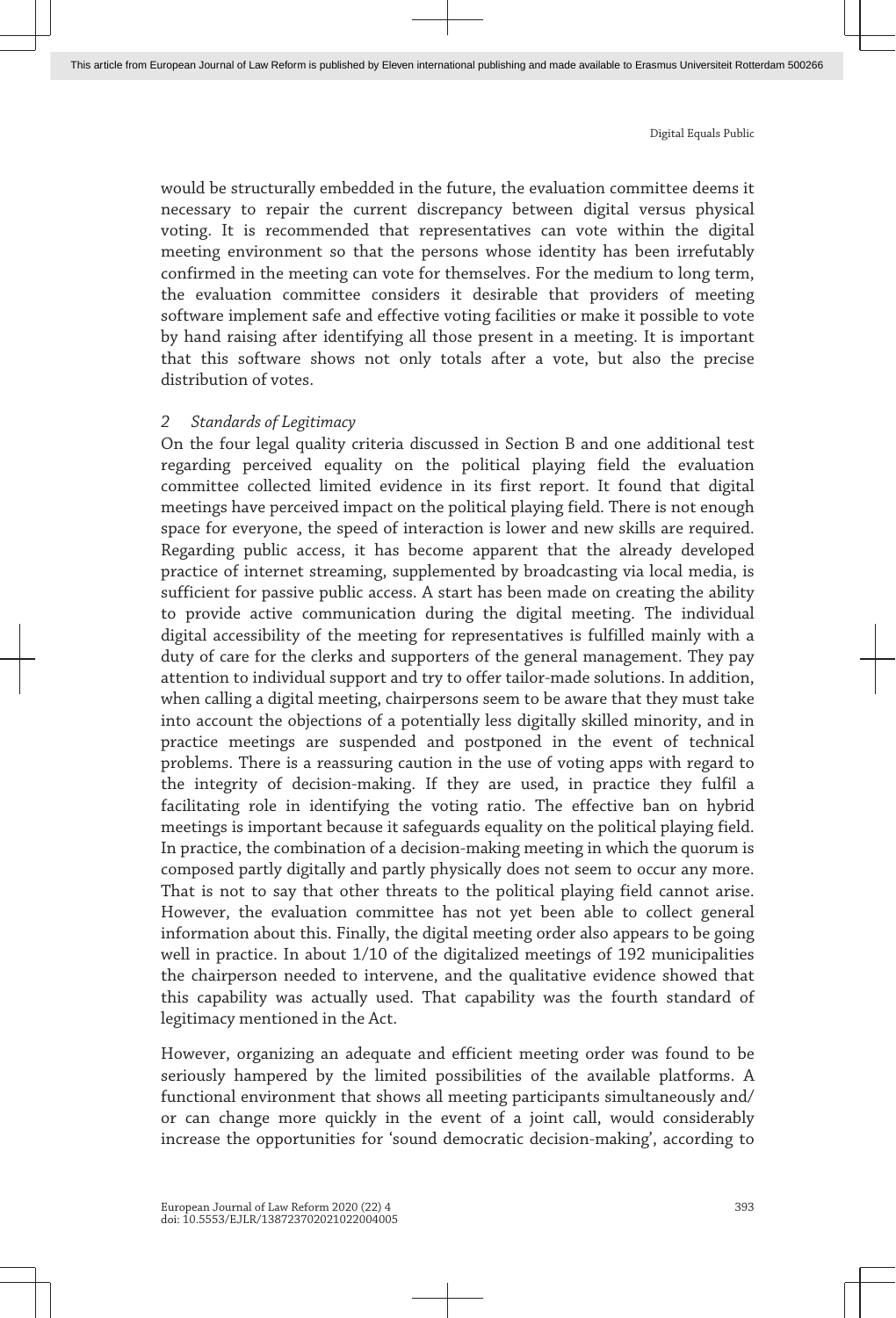would be structurally embedded in the future, the evaluation committee deems it necessary to repair the current discrepancy between digital versus physical voting. It is recommended that representatives can vote within the digital meeting environment so that the persons whose identity has been irrefutably confirmed in the meeting can vote for themselves. For the medium to long term, the evaluation committee considers it desirable that providers of meeting software implement safe and effective voting facilities or make it possible to vote by hand raising after identifying all those present in a meeting. It is important that this software shows not only totals after a vote, but also the precise distribution of votes.

### 2 *Standards of Legitimacy*

On the four legal quality criteria discussed in Section B and one additional test regarding perceived equality on the political playing field the evaluation committee collected limited evidence in its first report. It found that digital meetings have perceived impact on the political playing field. There is not enough space for everyone, the speed of interaction is lower and new skills are required. Regarding public access, it has become apparent that the already developed practice of internet streaming, supplemented by broadcasting via local media, is sufficient for passive public access. A start has been made on creating the ability to provide active communication during the digital meeting. The individual digital accessibility of the meeting for representatives is fulfilled mainly with a duty of care for the clerks and supporters of the general management. They pay attention to individual support and try to offer tailor-made solutions. In addition, when calling a digital meeting, chairpersons seem to be aware that they must take into account the objections of a potentially less digitally skilled minority, and in practice meetings are suspended and postponed in the event of technical problems. There is a reassuring caution in the use of voting apps with regard to the integrity of decision-making. If they are used, in practice they fulfil a facilitating role in identifying the voting ratio. The effective ban on hybrid meetings is important because it safeguards equality on the political playing field. In practice, the combination of a decision-making meeting in which the quorum is composed partly digitally and partly physically does not seem to occur any more. That is not to say that other threats to the political playing field cannot arise. However, the evaluation committee has not yet been able to collect general information about this. Finally, the digital meeting order also appears to be going well in practice. In about 1/10 of the digitalized meetings of 192 municipalities the chairperson needed to intervene, and the qualitative evidence showed that this capability was actually used. That capability was the fourth standard of legitimacy mentioned in the Act.

However, organizing an adequate and efficient meeting order was found to be seriously hampered by the limited possibilities of the available platforms. A functional environment that shows all meeting participants simultaneously and/or can change more quickly in the event of a joint call, would considerably increase the opportunities for 'sound democratic decision-making', according to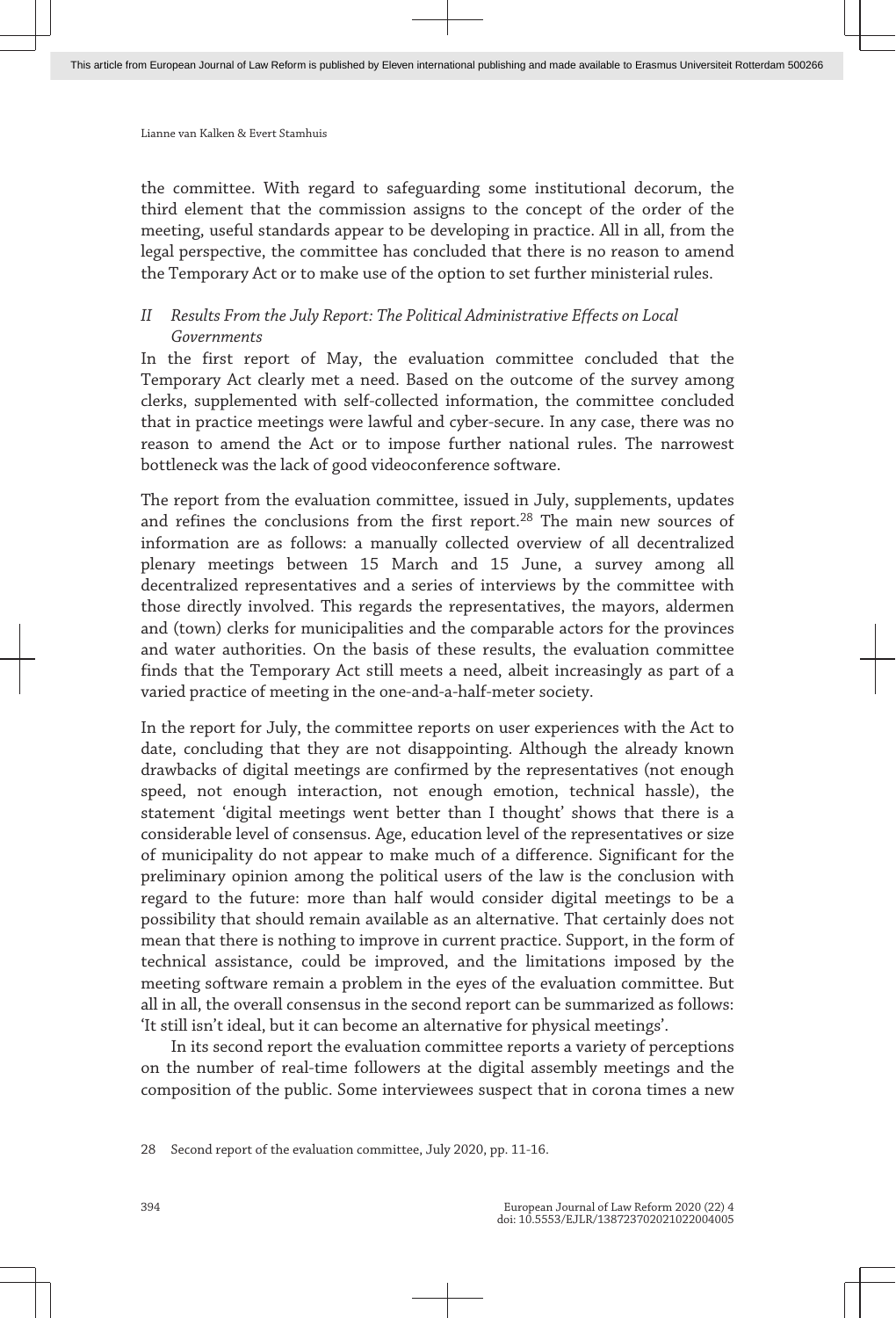the committee. With regard to safeguarding some institutional decorum, the third element that the commission assigns to the concept of the order of the meeting, useful standards appear to be developing in practice. All in all, from the legal perspective, the committee has concluded that there is no reason to amend the Temporary Act or to make use of the option to set further ministerial rules.

### *II Results From the July Report: The Political Administrative Effects on Local Governments*

In the first report of May, the evaluation committee concluded that the Temporary Act clearly met a need. Based on the outcome of the survey among clerks, supplemented with self-collected information, the committee concluded that in practice meetings were lawful and cyber-secure. In any case, there was no reason to amend the Act or to impose further national rules. The narrowest bottleneck was the lack of good videoconference software.

The report from the evaluation committee, issued in July, supplements, updates and refines the conclusions from the first report.[28] The main new sources of information are as follows: a manually collected overview of all decentralized plenary meetings between 15 March and 15 June, a survey among all decentralized representatives and a series of interviews by the committee with those directly involved. This regards the representatives, the mayors, aldermen and (town) clerks for municipalities and the comparable actors for the provinces and water authorities. On the basis of these results, the evaluation committee finds that the Temporary Act still meets a need, albeit increasingly as part of a varied practice of meeting in the one-and-a-half-meter society.

In the report for July, the committee reports on user experiences with the Act to date, concluding that they are not disappointing. Although the already known drawbacks of digital meetings are confirmed by the representatives (not enough speed, not enough interaction, not enough emotion, technical hassle), the statement 'digital meetings went better than I thought' shows that there is a considerable level of consensus. Age, education level of the representatives or size of municipality do not appear to make much of a difference. Significant for the preliminary opinion among the political users of the law is the conclusion with regard to the future: more than half would consider digital meetings to be a possibility that should remain available as an alternative. That certainly does not mean that there is nothing to improve in current practice. Support, in the form of technical assistance, could be improved, and the limitations imposed by the meeting software remain a problem in the eyes of the evaluation committee. But all in all, the overall consensus in the second report can be summarized as follows: 'It still isn't ideal, but it can become an alternative for physical meetings'.

In its second report the evaluation committee reports a variety of perceptions on the number of real-time followers at the digital assembly meetings and the composition of the public. Some interviewees suspect that in corona times a new

28 Second report of the evaluation committee, July 2020, pp. 11-16.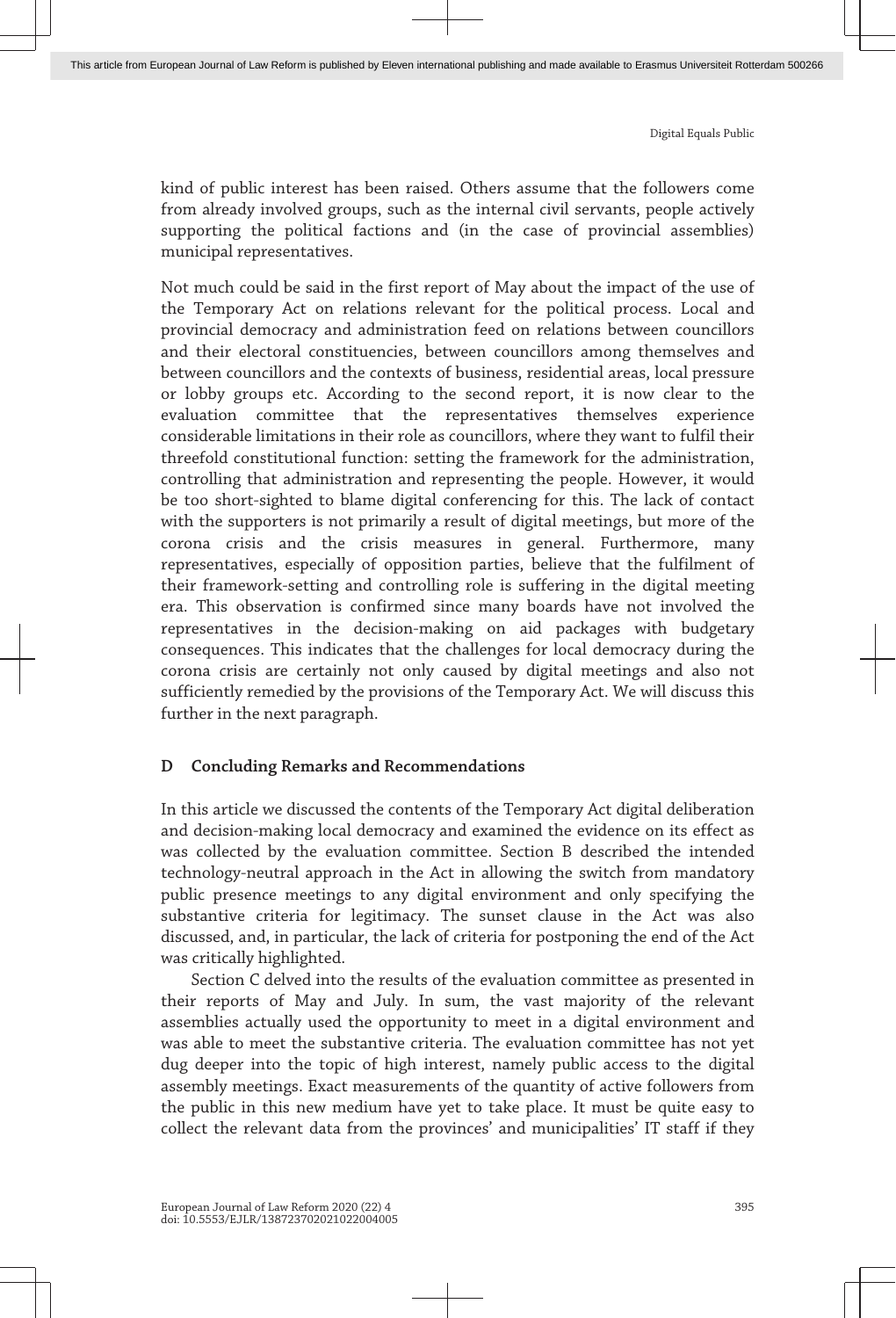kind of public interest has been raised. Others assume that the followers come from already involved groups, such as the internal civil servants, people actively supporting the political factions and (in the case of provincial assemblies) municipal representatives.

Not much could be said in the first report of May about the impact of the use of the Temporary Act on relations relevant for the political process. Local and provincial democracy and administration feed on relations between councillors and their electoral constituencies, between councillors among themselves and between councillors and the contexts of business, residential areas, local pressure or lobby groups etc. According to the second report, it is now clear to the evaluation committee that the representatives themselves experience considerable limitations in their role as councillors, where they want to fulfil their threefold constitutional function: setting the framework for the administration, controlling that administration and representing the people. However, it would be too short-sighted to blame digital conferencing for this. The lack of contact with the supporters is not primarily a result of digital meetings, but more of the corona crisis and the crisis measures in general. Furthermore, many representatives, especially of opposition parties, believe that the fulfilment of their framework-setting and controlling role is suffering in the digital meeting era. This observation is confirmed since many boards have not involved the representatives in the decision-making on aid packages with budgetary consequences. This indicates that the challenges for local democracy during the corona crisis are certainly not only caused by digital meetings and also not sufficiently remedied by the provisions of the Temporary Act. We will discuss this further in the next paragraph.

## D Concluding Remarks and Recommendations

In this article we discussed the contents of the Temporary Act digital deliberation and decision-making local democracy and examined the evidence on its effect as was collected by the evaluation committee. Section B described the intended technology-neutral approach in the Act in allowing the switch from mandatory public presence meetings to any digital environment and only specifying the substantive criteria for legitimacy. The sunset clause in the Act was also discussed, and, in particular, the lack of criteria for postponing the end of the Act was critically highlighted.

Section C delved into the results of the evaluation committee as presented in their reports of May and July. In sum, the vast majority of the relevant assemblies actually used the opportunity to meet in a digital environment and was able to meet the substantive criteria. The evaluation committee has not yet dug deeper into the topic of high interest, namely public access to the digital assembly meetings. Exact measurements of the quantity of active followers from the public in this new medium have yet to take place. It must be quite easy to collect the relevant data from the provinces' and municipalities' IT staff if they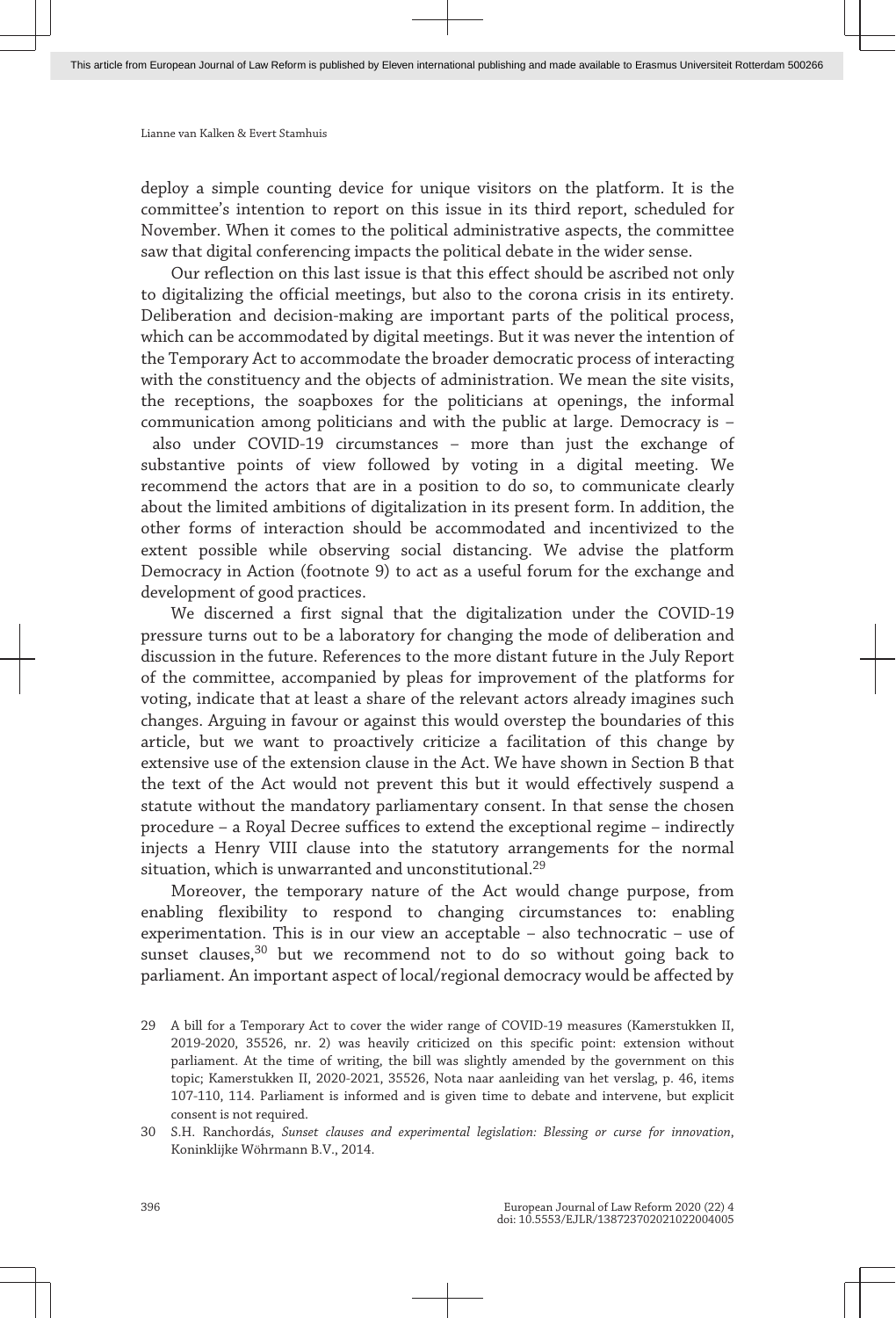deploy a simple counting device for unique visitors on the platform. It is the committee's intention to report on this issue in its third report, scheduled for November. When it comes to the political administrative aspects, the committee saw that digital conferencing impacts the political debate in the wider sense.

Our reflection on this last issue is that this effect should be ascribed not only to digitalizing the official meetings, but also to the corona crisis in its entirety. Deliberation and decision-making are important parts of the political process, which can be accommodated by digital meetings. But it was never the intention of the Temporary Act to accommodate the broader democratic process of interacting with the constituency and the objects of administration. We mean the site visits, the receptions, the soapboxes for the politicians at openings, the informal communication among politicians and with the public at large. Democracy is – also under COVID-19 circumstances – more than just the exchange of substantive points of view followed by voting in a digital meeting. We recommend the actors that are in a position to do so, to communicate clearly about the limited ambitions of digitalization in its present form. In addition, the other forms of interaction should be accommodated and incentivized to the extent possible while observing social distancing. We advise the platform Democracy in Action (footnote 9) to act as a useful forum for the exchange and development of good practices.

We discerned a first signal that the digitalization under the COVID-19 pressure turns out to be a laboratory for changing the mode of deliberation and discussion in the future. References to the more distant future in the July Report of the committee, accompanied by pleas for improvement of the platforms for voting, indicate that at least a share of the relevant actors already imagines such changes. Arguing in favour or against this would overstep the boundaries of this article, but we want to proactively criticize a facilitation of this change by extensive use of the extension clause in the Act. We have shown in Section B that the text of the Act would not prevent this but it would effectively suspend a statute without the mandatory parliamentary consent. In that sense the chosen procedure – a Royal Decree suffices to extend the exceptional regime – indirectly injects a Henry VIII clause into the statutory arrangements for the normal situation, which is unwarranted and unconstitutional.[29]

Moreover, the temporary nature of the Act would change purpose, from enabling flexibility to respond to changing circumstances to: enabling experimentation. This is in our view an acceptable – also technocratic – use of sunset clauses,[30] but we recommend not to do so without going back to parliament. An important aspect of local/regional democracy would be affected by

29 A bill for a Temporary Act to cover the wider range of COVID-19 measures (Kamerstukken II, 2019-2020, 35526, nr. 2) was heavily criticized on this specific point: extension without parliament. At the time of writing, the bill was slightly amended by the government on this topic; Kamerstukken II, 2020-2021, 35526, Nota naar aanleiding van het verslag, p. 46, items 107-110, 114. Parliament is informed and is given time to debate and intervene, but explicit consent is not required.

30 S.H. Ranchordás, *Sunset clauses and experimental legislation: Blessing or curse for innovation*, Koninklijke Wöhrmann B.V., 2014.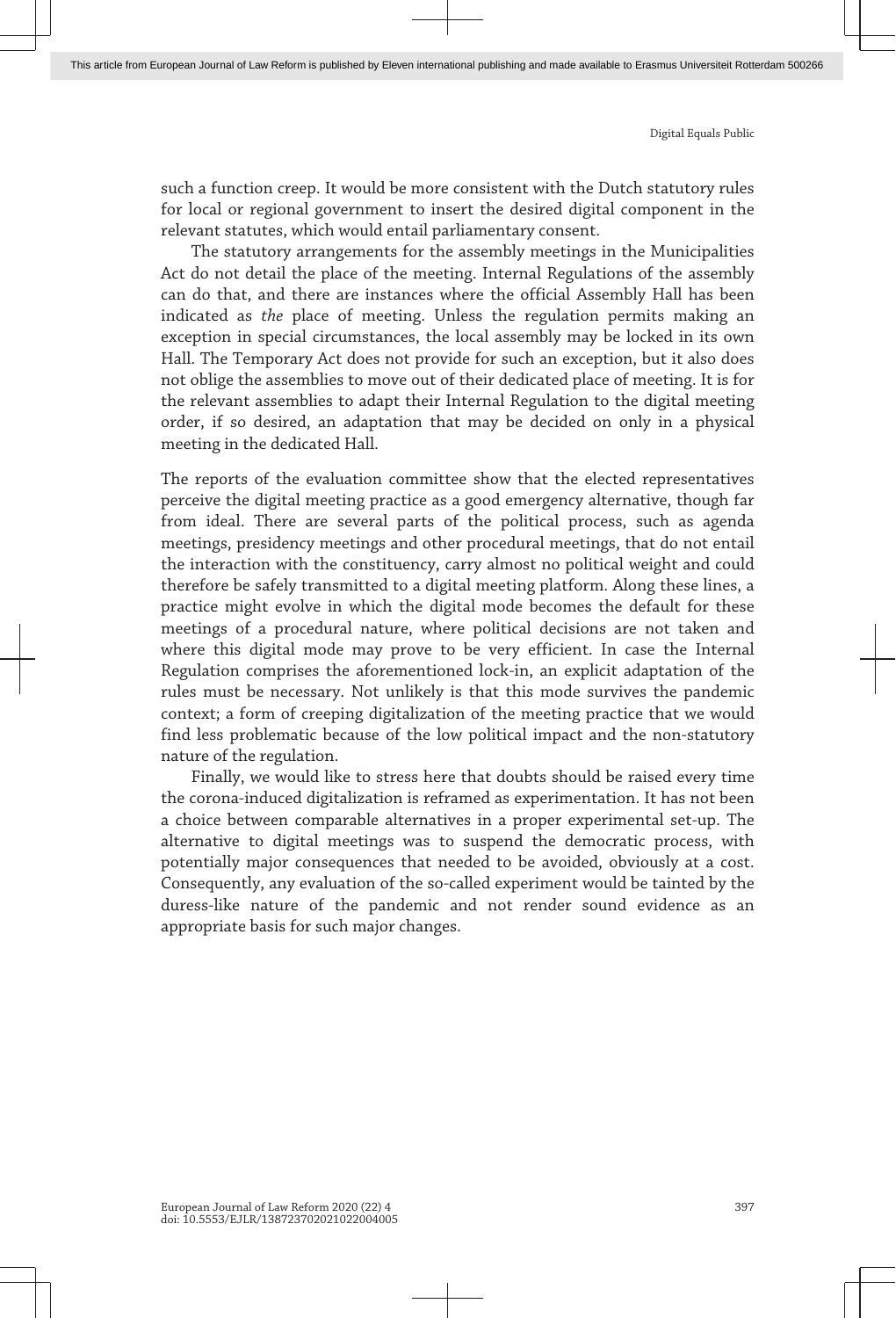such a function creep. It would be more consistent with the Dutch statutory rules for local or regional government to insert the desired digital component in the relevant statutes, which would entail parliamentary consent.

The statutory arrangements for the assembly meetings in the Municipalities Act do not detail the place of the meeting. Internal Regulations of the assembly can do that, and there are instances where the official Assembly Hall has been indicated as *the* place of meeting. Unless the regulation permits making an exception in special circumstances, the local assembly may be locked in its own Hall. The Temporary Act does not provide for such an exception, but it also does not oblige the assemblies to move out of their dedicated place of meeting. It is for the relevant assemblies to adapt their Internal Regulation to the digital meeting order, if so desired, an adaptation that may be decided on only in a physical meeting in the dedicated Hall.

The reports of the evaluation committee show that the elected representatives perceive the digital meeting practice as a good emergency alternative, though far from ideal. There are several parts of the political process, such as agenda meetings, presidency meetings and other procedural meetings, that do not entail the interaction with the constituency, carry almost no political weight and could therefore be safely transmitted to a digital meeting platform. Along these lines, a practice might evolve in which the digital mode becomes the default for these meetings of a procedural nature, where political decisions are not taken and where this digital mode may prove to be very efficient. In case the Internal Regulation comprises the aforementioned lock-in, an explicit adaptation of the rules must be necessary. Not unlikely is that this mode survives the pandemic context; a form of creeping digitalization of the meeting practice that we would find less problematic because of the low political impact and the non-statutory nature of the regulation.

Finally, we would like to stress here that doubts should be raised every time the corona-induced digitalization is reframed as experimentation. It has not been a choice between comparable alternatives in a proper experimental set-up. The alternative to digital meetings was to suspend the democratic process, with potentially major consequences that needed to be avoided, obviously at a cost. Consequently, any evaluation of the so-called experiment would be tainted by the duress-like nature of the pandemic and not render sound evidence as an appropriate basis for such major changes.